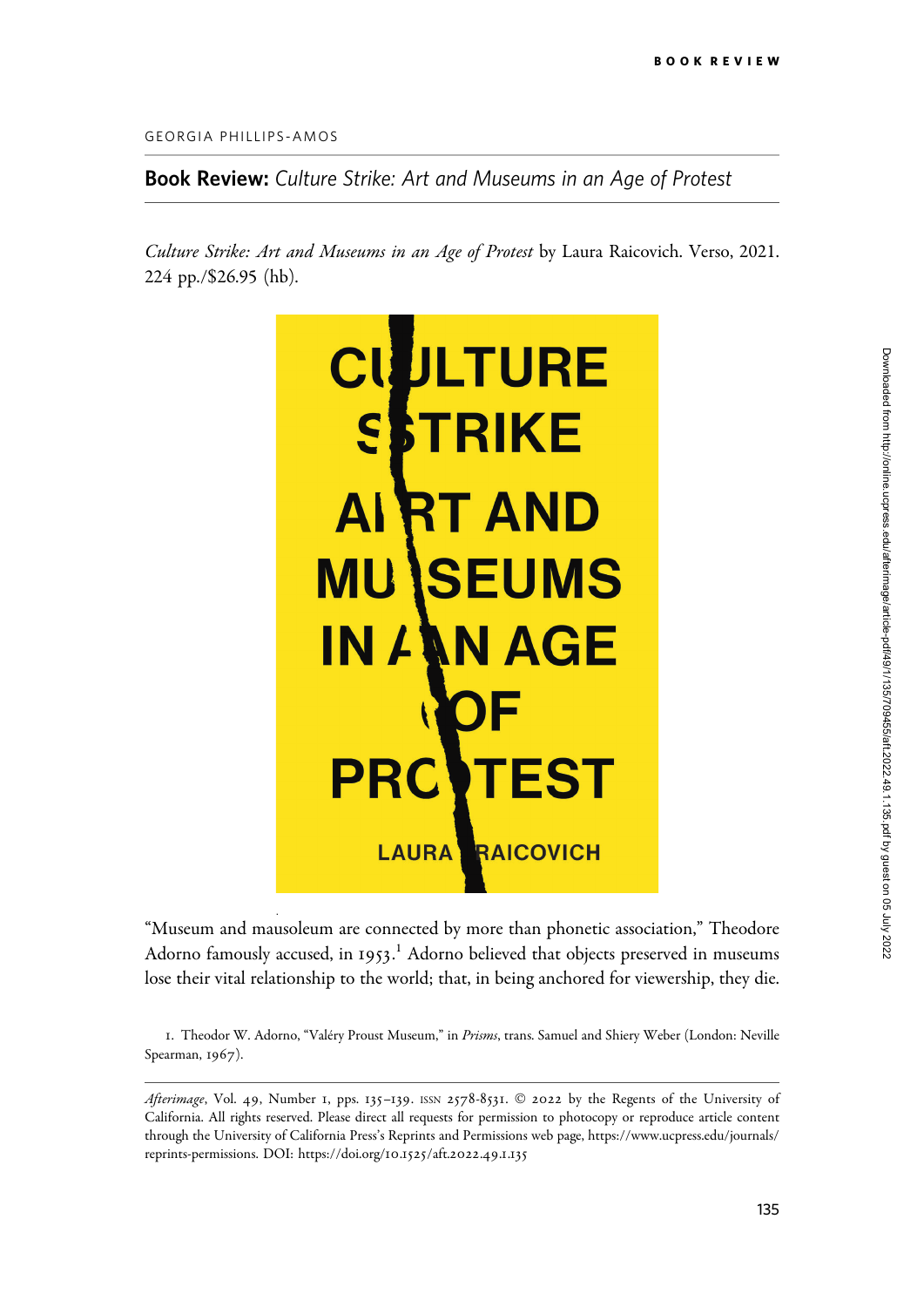GEORGIA PHILLIPS-AMOS

# **Book Review:** *Culture Strike: Art and Museums in an Age of Protest*

*Culture Strike: Art and Museums in an Age of Protest* by Laura Raicovich. Verso, 2021. 224 pp./$26.95 (hb).

"Museum and mausoleum are connected by more than phonetic association," Theodore Adorno famously accused, in 1953.[1] Adorno believed that objects preserved in museums lose their vital relationship to the world; that, in being anchored for viewership, they die.

1. Theodor W. Adorno, "Valéry Proust Museum," in *Prisms*, trans. Samuel and Shiery Weber (London: Neville Spearman, 1967).

*Afterimage*, Vol. 49, Number 1, pps. 135–139. ISSN 2578-8531. © 2022 by the Regents of the University of California. All rights reserved. Please direct all requests for permission to photocopy or reproduce article content through the University of California Press's Reprints and Permissions web page, https://www.ucpress.edu/journals/reprints-permissions. DOI: https://doi.org/10.1525/aft.2022.49.1.135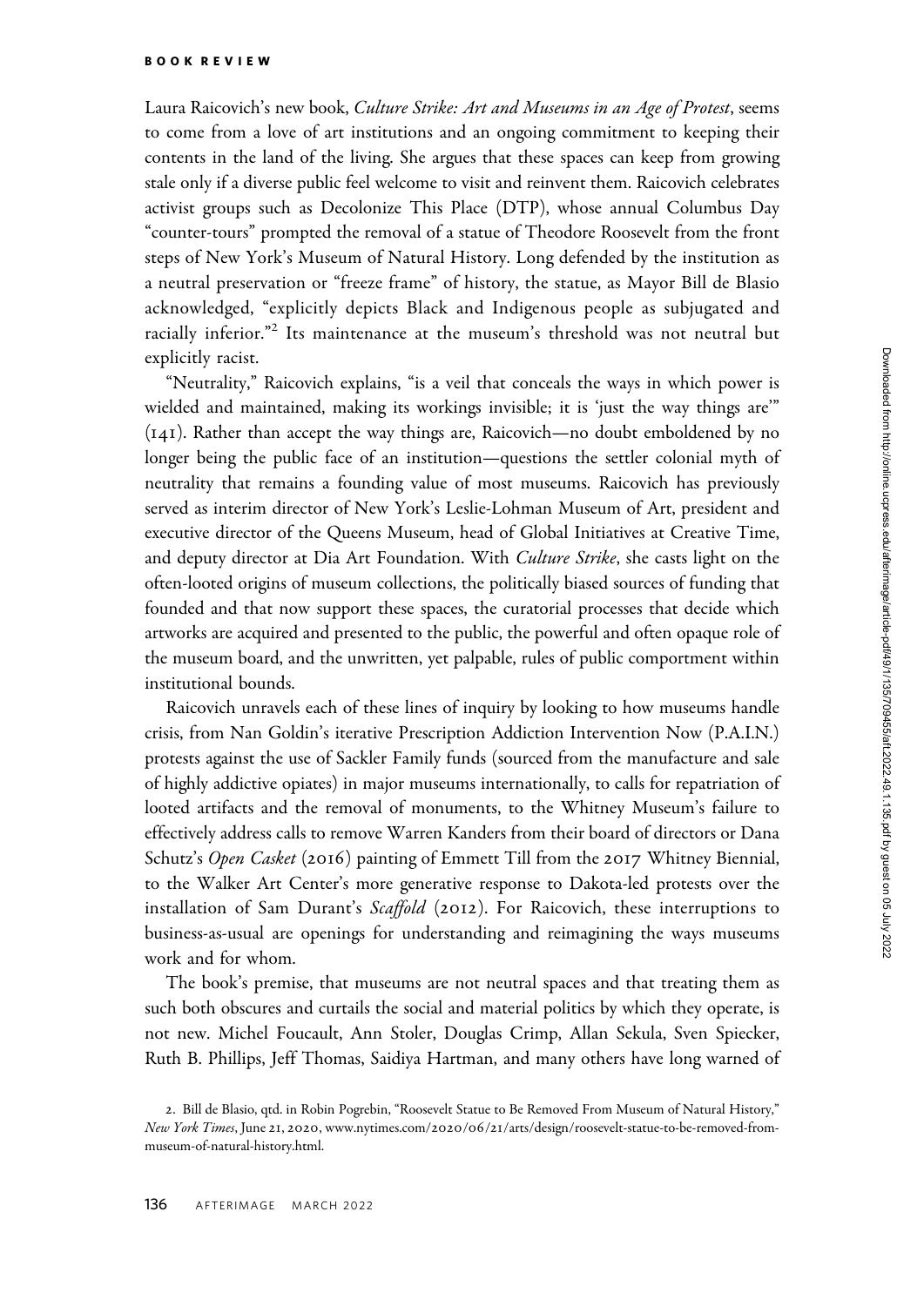Laura Raicovich's new book, *Culture Strike: Art and Museums in an Age of Protest*, seems to come from a love of art institutions and an ongoing commitment to keeping their contents in the land of the living. She argues that these spaces can keep from growing stale only if a diverse public feel welcome to visit and reinvent them. Raicovich celebrates activist groups such as Decolonize This Place (DTP), whose annual Columbus Day "counter-tours" prompted the removal of a statue of Theodore Roosevelt from the front steps of New York's Museum of Natural History. Long defended by the institution as a neutral preservation or "freeze frame" of history, the statue, as Mayor Bill de Blasio acknowledged, "explicitly depicts Black and Indigenous people as subjugated and racially inferior."[2] Its maintenance at the museum's threshold was not neutral but explicitly racist.

"Neutrality," Raicovich explains, "is a veil that conceals the ways in which power is wielded and maintained, making its workings invisible; it is 'just the way things are'" (141). Rather than accept the way things are, Raicovich—no doubt emboldened by no longer being the public face of an institution—questions the settler colonial myth of neutrality that remains a founding value of most museums. Raicovich has previously served as interim director of New York's Leslie-Lohman Museum of Art, president and executive director of the Queens Museum, head of Global Initiatives at Creative Time, and deputy director at Dia Art Foundation. With *Culture Strike*, she casts light on the often-looted origins of museum collections, the politically biased sources of funding that founded and that now support these spaces, the curatorial processes that decide which artworks are acquired and presented to the public, the powerful and often opaque role of the museum board, and the unwritten, yet palpable, rules of public comportment within institutional bounds.

Raicovich unravels each of these lines of inquiry by looking to how museums handle crisis, from Nan Goldin's iterative Prescription Addiction Intervention Now (P.A.I.N.) protests against the use of Sackler Family funds (sourced from the manufacture and sale of highly addictive opiates) in major museums internationally, to calls for repatriation of looted artifacts and the removal of monuments, to the Whitney Museum's failure to effectively address calls to remove Warren Kanders from their board of directors or Dana Schutz's *Open Casket* (2016) painting of Emmett Till from the 2017 Whitney Biennial, to the Walker Art Center's more generative response to Dakota-led protests over the installation of Sam Durant's *Scaffold* (2012). For Raicovich, these interruptions to business-as-usual are openings for understanding and reimagining the ways museums work and for whom.

The book's premise, that museums are not neutral spaces and that treating them as such both obscures and curtails the social and material politics by which they operate, is not new. Michel Foucault, Ann Stoler, Douglas Crimp, Allan Sekula, Sven Spiecker, Ruth B. Phillips, Jeff Thomas, Saidiya Hartman, and many others have long warned of

2. Bill de Blasio, qtd. in Robin Pogrebin, "Roosevelt Statue to Be Removed From Museum of Natural History," *New York Times*, June 21, 2020, www.nytimes.com/2020/06/21/arts/design/roosevelt-statue-to-be-removed-from-museum-of-natural-history.html.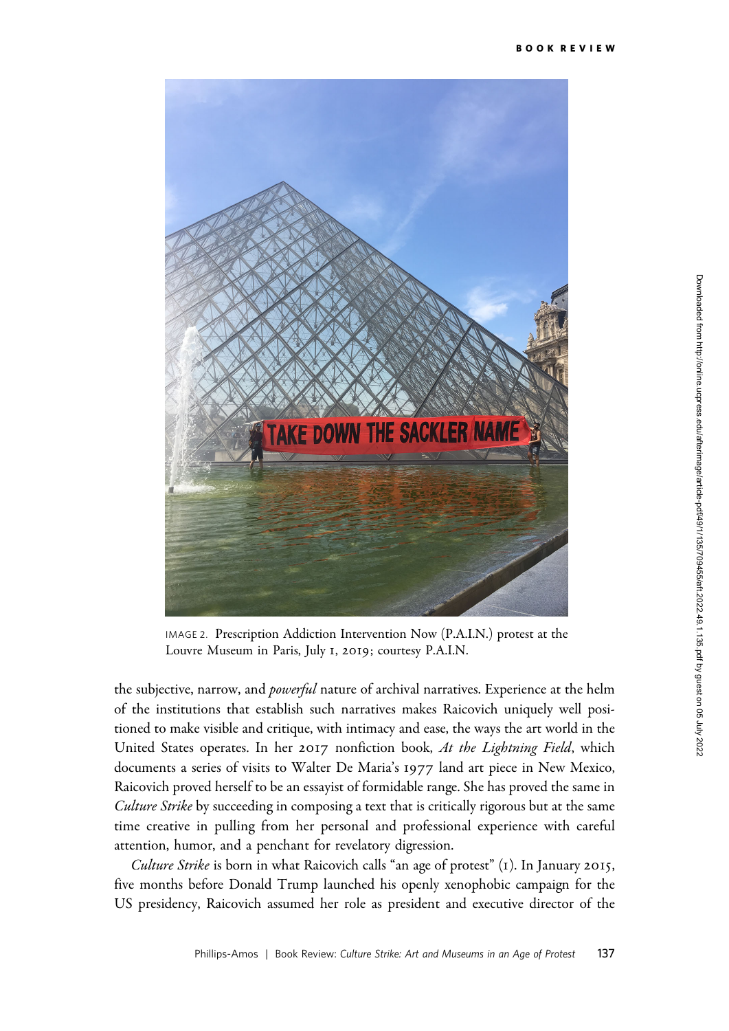IMAGE 2. Prescription Addiction Intervention Now (P.A.I.N.) protest at the Louvre Museum in Paris, July 1, 2019; courtesy P.A.I.N.

the subjective, narrow, and *powerful* nature of archival narratives. Experience at the helm of the institutions that establish such narratives makes Raicovich uniquely well positioned to make visible and critique, with intimacy and ease, the ways the art world in the United States operates. In her 2017 nonfiction book, *At the Lightning Field*, which documents a series of visits to Walter De Maria's 1977 land art piece in New Mexico, Raicovich proved herself to be an essayist of formidable range. She has proved the same in *Culture Strike* by succeeding in composing a text that is critically rigorous but at the same time creative in pulling from her personal and professional experience with careful attention, humor, and a penchant for revelatory digression.

*Culture Strike* is born in what Raicovich calls "an age of protest" (1). In January 2015, five months before Donald Trump launched his openly xenophobic campaign for the US presidency, Raicovich assumed her role as president and executive director of the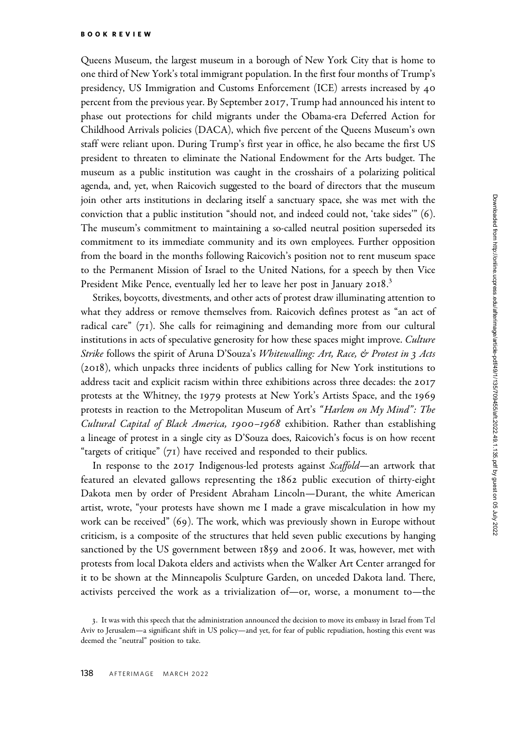Queens Museum, the largest museum in a borough of New York City that is home to one third of New York's total immigrant population. In the first four months of Trump's presidency, US Immigration and Customs Enforcement (ICE) arrests increased by 40 percent from the previous year. By September 2017, Trump had announced his intent to phase out protections for child migrants under the Obama-era Deferred Action for Childhood Arrivals policies (DACA), which five percent of the Queens Museum's own staff were reliant upon. During Trump's first year in office, he also became the first US president to threaten to eliminate the National Endowment for the Arts budget. The museum as a public institution was caught in the crosshairs of a polarizing political agenda, and, yet, when Raicovich suggested to the board of directors that the museum join other arts institutions in declaring itself a sanctuary space, she was met with the conviction that a public institution "should not, and indeed could not, 'take sides'" (6). The museum's commitment to maintaining a so-called neutral position superseded its commitment to its immediate community and its own employees. Further opposition from the board in the months following Raicovich's position not to rent museum space to the Permanent Mission of Israel to the United Nations, for a speech by then Vice President Mike Pence, eventually led her to leave her post in January 2018.[3]

Strikes, boycotts, divestments, and other acts of protest draw illuminating attention to what they address or remove themselves from. Raicovich defines protest as "an act of radical care" (71). She calls for reimagining and demanding more from our cultural institutions in acts of speculative generosity for how these spaces might improve. *Culture Strike* follows the spirit of Aruna D'Souza's *Whitewalling: Art, Race, & Protest in 3 Acts* (2018), which unpacks three incidents of publics calling for New York institutions to address tacit and explicit racism within three exhibitions across three decades: the 2017 protests at the Whitney, the 1979 protests at New York's Artists Space, and the 1969 protests in reaction to the Metropolitan Museum of Art's *"Harlem on My Mind": The Cultural Capital of Black America, 1900–1968* exhibition. Rather than establishing a lineage of protest in a single city as D'Souza does, Raicovich's focus is on how recent "targets of critique" (71) have received and responded to their publics.

In response to the 2017 Indigenous-led protests against *Scaffold*—an artwork that featured an elevated gallows representing the 1862 public execution of thirty-eight Dakota men by order of President Abraham Lincoln—Durant, the white American artist, wrote, "your protests have shown me I made a grave miscalculation in how my work can be received" (69). The work, which was previously shown in Europe without criticism, is a composite of the structures that held seven public executions by hanging sanctioned by the US government between 1859 and 2006. It was, however, met with protests from local Dakota elders and activists when the Walker Art Center arranged for it to be shown at the Minneapolis Sculpture Garden, on unceded Dakota land. There, activists perceived the work as a trivialization of—or, worse, a monument to—the

3. It was with this speech that the administration announced the decision to move its embassy in Israel from Tel Aviv to Jerusalem—a significant shift in US policy—and yet, for fear of public repudiation, hosting this event was deemed the "neutral" position to take.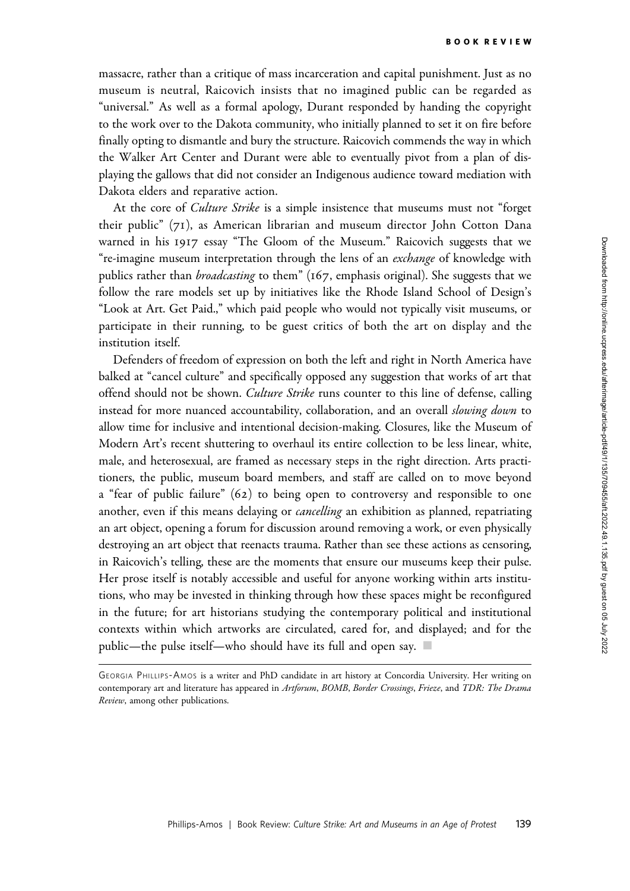massacre, rather than a critique of mass incarceration and capital punishment. Just as no museum is neutral, Raicovich insists that no imagined public can be regarded as "universal." As well as a formal apology, Durant responded by handing the copyright to the work over to the Dakota community, who initially planned to set it on fire before finally opting to dismantle and bury the structure. Raicovich commends the way in which the Walker Art Center and Durant were able to eventually pivot from a plan of displaying the gallows that did not consider an Indigenous audience toward mediation with Dakota elders and reparative action.

At the core of *Culture Strike* is a simple insistence that museums must not "forget their public" (71), as American librarian and museum director John Cotton Dana warned in his 1917 essay "The Gloom of the Museum." Raicovich suggests that we "re-imagine museum interpretation through the lens of an *exchange* of knowledge with publics rather than *broadcasting* to them" (167, emphasis original). She suggests that we follow the rare models set up by initiatives like the Rhode Island School of Design's "Look at Art. Get Paid.," which paid people who would not typically visit museums, or participate in their running, to be guest critics of both the art on display and the institution itself.

Defenders of freedom of expression on both the left and right in North America have balked at "cancel culture" and specifically opposed any suggestion that works of art that offend should not be shown. *Culture Strike* runs counter to this line of defense, calling instead for more nuanced accountability, collaboration, and an overall *slowing down* to allow time for inclusive and intentional decision-making. Closures, like the Museum of Modern Art's recent shuttering to overhaul its entire collection to be less linear, white, male, and heterosexual, are framed as necessary steps in the right direction. Arts practitioners, the public, museum board members, and staff are called on to move beyond a "fear of public failure" (62) to being open to controversy and responsible to one another, even if this means delaying or *cancelling* an exhibition as planned, repatriating an art object, opening a forum for discussion around removing a work, or even physically destroying an art object that reenacts trauma. Rather than see these actions as censoring, in Raicovich's telling, these are the moments that ensure our museums keep their pulse. Her prose itself is notably accessible and useful for anyone working within arts institutions, who may be invested in thinking through how these spaces might be reconfigured in the future; for art historians studying the contemporary political and institutional contexts within which artworks are circulated, cared for, and displayed; and for the public—the pulse itself—who should have its full and open say. ■

---

GEORGIA PHILLIPS-AMOS is a writer and PhD candidate in art history at Concordia University. Her writing on contemporary art and literature has appeared in *Artforum*, *BOMB*, *Border Crossings*, *Frieze*, and *TDR: The Drama Review*, among other publications.